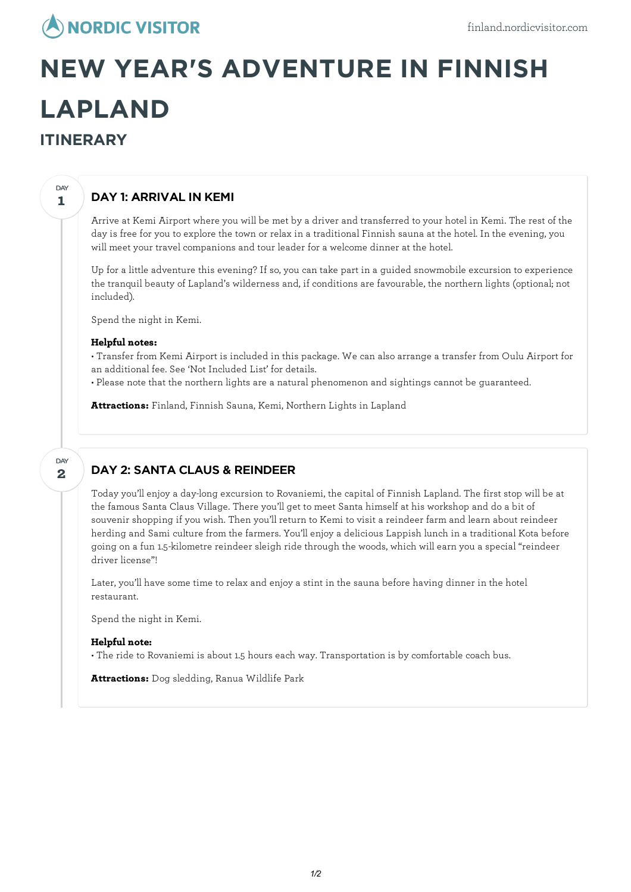# NEW YEAR'S ADVENTURE IN FINNISH LAPLAND

## ITINERARY

### DAY 1: ARRIVAL IN KEMI

Arrive at Kemi Airport where you will be met by a driver and transferred to your hotel in Kemi. The rest of the day is free for you to explore the town or relax in a traditional Finnish sauna at the hotel. In the evening, you will meet your travel companions and tour leader for a welcome dinner at the hotel.

Up for a little adventure this evening? If so, you can take part in a guided snowmobile excursion to experience the tranquil beauty of Lapland's wilderness and, if conditions are favourable, the northern lights (optional; not included).

Spend the night in Kemi.

**Helpful notes:**
• Transfer from Kemi Airport is included in this package. We can also arrange a transfer from Oulu Airport for an additional fee. See 'Not Included List' for details.
• Please note that the northern lights are a natural phenomenon and sightings cannot be guaranteed.

**Attractions:** Finland, Finnish Sauna, Kemi, Northern Lights in Lapland

### DAY 2: SANTA CLAUS & REINDEER

Today you'll enjoy a day-long excursion to Rovaniemi, the capital of Finnish Lapland. The first stop will be at the famous Santa Claus Village. There you'll get to meet Santa himself at his workshop and do a bit of souvenir shopping if you wish. Then you'll return to Kemi to visit a reindeer farm and learn about reindeer herding and Sami culture from the farmers. You'll enjoy a delicious Lappish lunch in a traditional Kota before going on a fun 1.5-kilometre reindeer sleigh ride through the woods, which will earn you a special "reindeer driver license"!

Later, you'll have some time to relax and enjoy a stint in the sauna before having dinner in the hotel restaurant.

Spend the night in Kemi.

**Helpful note:**
• The ride to Rovaniemi is about 1.5 hours each way. Transportation is by comfortable coach bus.

**Attractions:** Dog sledding, Ranua Wildlife Park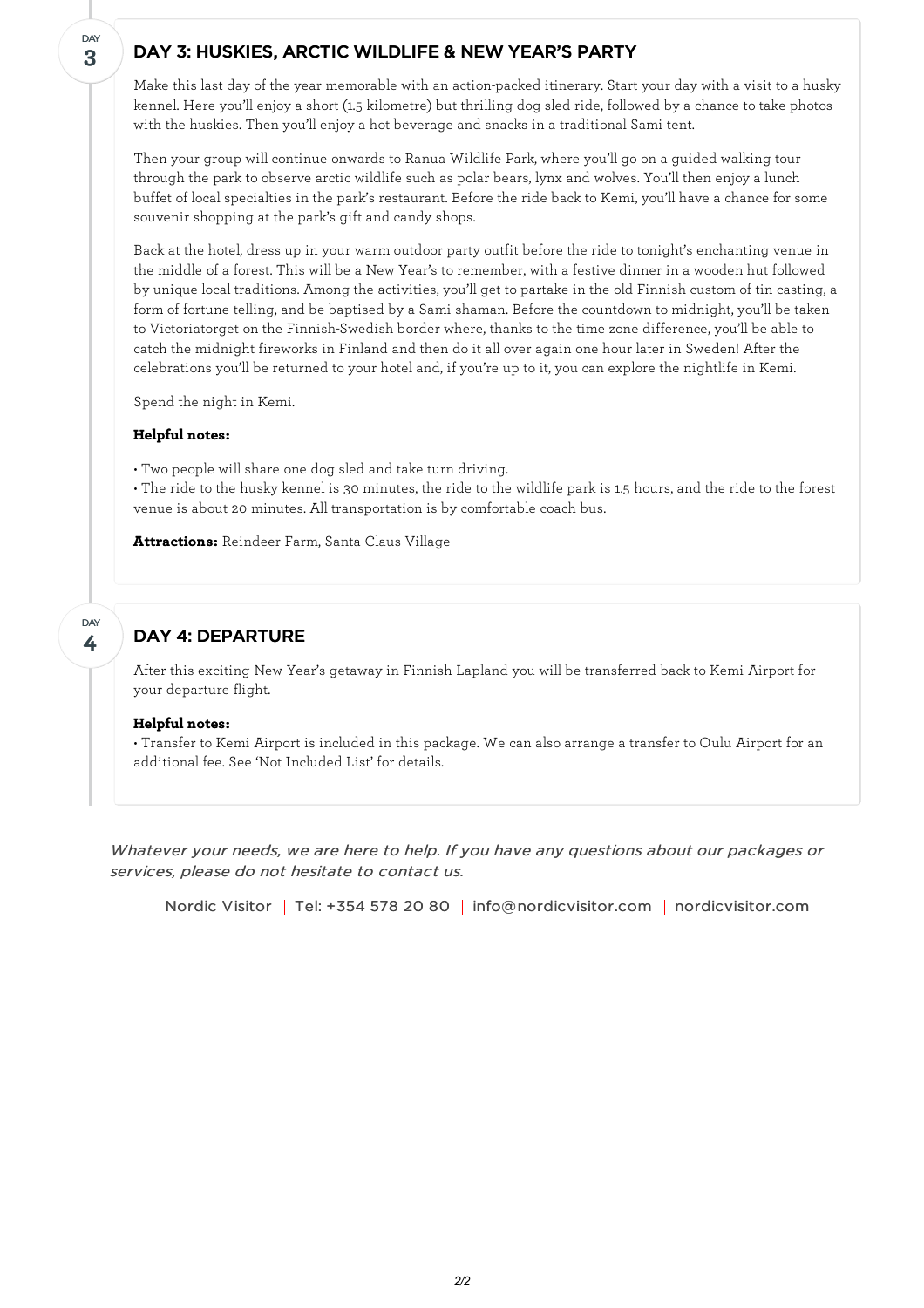## DAY 3: HUSKIES, ARCTIC WILDLIFE & NEW YEAR'S PARTY

Make this last day of the year memorable with an action-packed itinerary. Start your day with a visit to a husky kennel. Here you'll enjoy a short (1.5 kilometre) but thrilling dog sled ride, followed by a chance to take photos with the huskies. Then you'll enjoy a hot beverage and snacks in a traditional Sami tent.

Then your group will continue onwards to Ranua Wildlife Park, where you'll go on a guided walking tour through the park to observe arctic wildlife such as polar bears, lynx and wolves. You'll then enjoy a lunch buffet of local specialties in the park's restaurant. Before the ride back to Kemi, you'll have a chance for some souvenir shopping at the park's gift and candy shops.

Back at the hotel, dress up in your warm outdoor party outfit before the ride to tonight's enchanting venue in the middle of a forest. This will be a New Year's to remember, with a festive dinner in a wooden hut followed by unique local traditions. Among the activities, you'll get to partake in the old Finnish custom of tin casting, a form of fortune telling, and be baptised by a Sami shaman. Before the countdown to midnight, you'll be taken to Victoriatorget on the Finnish-Swedish border where, thanks to the time zone difference, you'll be able to catch the midnight fireworks in Finland and then do it all over again one hour later in Sweden! After the celebrations you'll be returned to your hotel and, if you're up to it, you can explore the nightlife in Kemi.

Spend the night in Kemi.

**Helpful notes:**

• Two people will share one dog sled and take turn driving.
• The ride to the husky kennel is 30 minutes, the ride to the wildlife park is 1.5 hours, and the ride to the forest venue is about 20 minutes. All transportation is by comfortable coach bus.

**Attractions:** Reindeer Farm, Santa Claus Village

## DAY 4: DEPARTURE

After this exciting New Year's getaway in Finnish Lapland you will be transferred back to Kemi Airport for your departure flight.

**Helpful notes:**

• Transfer to Kemi Airport is included in this package. We can also arrange a transfer to Oulu Airport for an additional fee. See 'Not Included List' for details.

*Whatever your needs, we are here to help. If you have any questions about our packages or services, please do not hesitate to contact us.*

Nordic Visitor | Tel: +354 578 20 80 | info@nordicvisitor.com | nordicvisitor.com